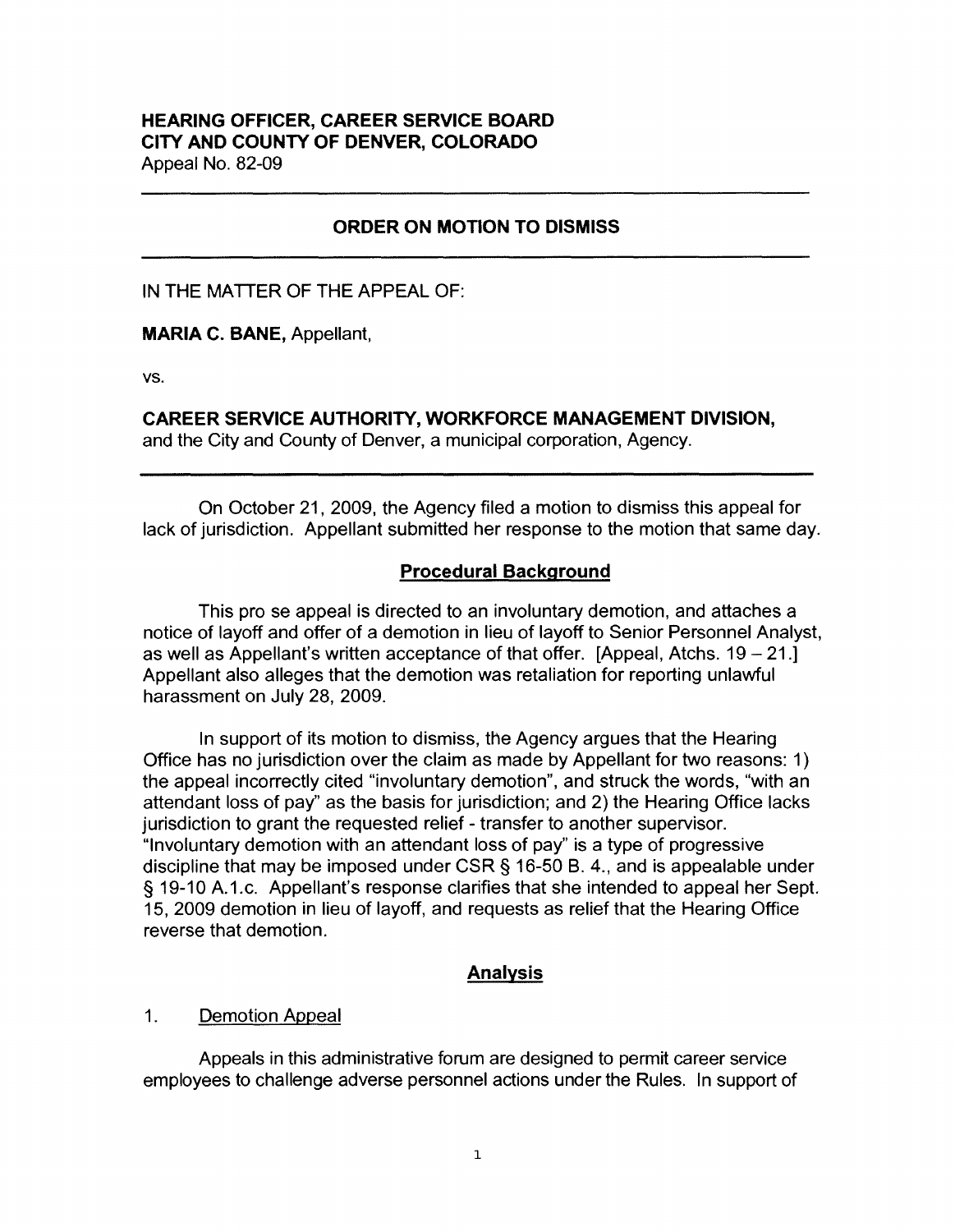**HEARING OFFICER, CAREER SERVICE BOARD**
**CITY AND COUNTY OF DENVER, COLORADO**
Appeal No. 82-09

---

## ORDER ON MOTION TO DISMISS

---

IN THE MATTER OF THE APPEAL OF:

**MARIA C. BANE,** Appellant,

vs.

**CAREER SERVICE AUTHORITY, WORKFORCE MANAGEMENT DIVISION,**
and the City and County of Denver, a municipal corporation, Agency.

---

On October 21, 2009, the Agency filed a motion to dismiss this appeal for lack of jurisdiction. Appellant submitted her response to the motion that same day.

### Procedural Background

This pro se appeal is directed to an involuntary demotion, and attaches a notice of layoff and offer of a demotion in lieu of layoff to Senior Personnel Analyst, as well as Appellant's written acceptance of that offer. [Appeal, Atchs. 19 – 21.] Appellant also alleges that the demotion was retaliation for reporting unlawful harassment on July 28, 2009.

In support of its motion to dismiss, the Agency argues that the Hearing Office has no jurisdiction over the claim as made by Appellant for two reasons: 1) the appeal incorrectly cited "involuntary demotion", and struck the words, "with an attendant loss of pay" as the basis for jurisdiction; and 2) the Hearing Office lacks jurisdiction to grant the requested relief - transfer to another supervisor. "Involuntary demotion with an attendant loss of pay" is a type of progressive discipline that may be imposed under CSR § 16-50 B. 4., and is appealable under § 19-10 A.1.c. Appellant's response clarifies that she intended to appeal her Sept. 15, 2009 demotion in lieu of layoff, and requests as relief that the Hearing Office reverse that demotion.

### Analysis

1. Demotion Appeal

Appeals in this administrative forum are designed to permit career service employees to challenge adverse personnel actions under the Rules. In support of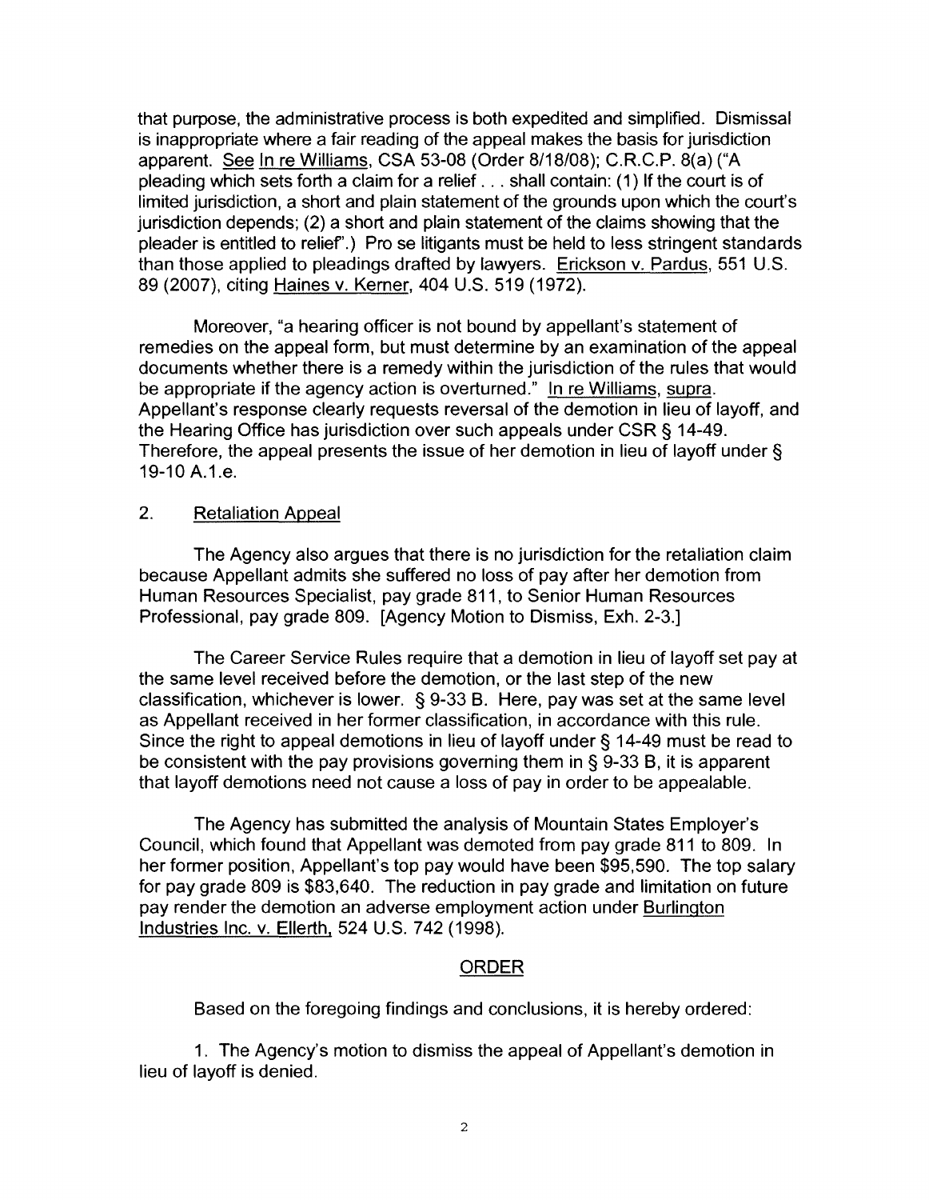that purpose, the administrative process is both expedited and simplified. Dismissal is inappropriate where a fair reading of the appeal makes the basis for jurisdiction apparent. See In re Williams, CSA 53-08 (Order 8/18/08); C.R.C.P. 8(a) ("A pleading which sets forth a claim for a relief . . . shall contain: (1) If the court is of limited jurisdiction, a short and plain statement of the grounds upon which the court's jurisdiction depends; (2) a short and plain statement of the claims showing that the pleader is entitled to relief".) Pro se litigants must be held to less stringent standards than those applied to pleadings drafted by lawyers. Erickson v. Pardus, 551 U.S. 89 (2007), citing Haines v. Kerner, 404 U.S. 519 (1972).

Moreover, "a hearing officer is not bound by appellant's statement of remedies on the appeal form, but must determine by an examination of the appeal documents whether there is a remedy within the jurisdiction of the rules that would be appropriate if the agency action is overturned." In re Williams, supra. Appellant's response clearly requests reversal of the demotion in lieu of layoff, and the Hearing Office has jurisdiction over such appeals under CSR § 14-49. Therefore, the appeal presents the issue of her demotion in lieu of layoff under § 19-10 A.1.e.

## 2. Retaliation Appeal

The Agency also argues that there is no jurisdiction for the retaliation claim because Appellant admits she suffered no loss of pay after her demotion from Human Resources Specialist, pay grade 811, to Senior Human Resources Professional, pay grade 809. [Agency Motion to Dismiss, Exh. 2-3.]

The Career Service Rules require that a demotion in lieu of layoff set pay at the same level received before the demotion, or the last step of the new classification, whichever is lower. § 9-33 B. Here, pay was set at the same level as Appellant received in her former classification, in accordance with this rule. Since the right to appeal demotions in lieu of layoff under § 14-49 must be read to be consistent with the pay provisions governing them in § 9-33 B, it is apparent that layoff demotions need not cause a loss of pay in order to be appealable.

The Agency has submitted the analysis of Mountain States Employer's Council, which found that Appellant was demoted from pay grade 811 to 809. In her former position, Appellant's top pay would have been $95,590. The top salary for pay grade 809 is $83,640. The reduction in pay grade and limitation on future pay render the demotion an adverse employment action under Burlington Industries Inc. v. Ellerth, 524 U.S. 742 (1998).

## ORDER

Based on the foregoing findings and conclusions, it is hereby ordered:

1. The Agency's motion to dismiss the appeal of Appellant's demotion in lieu of layoff is denied.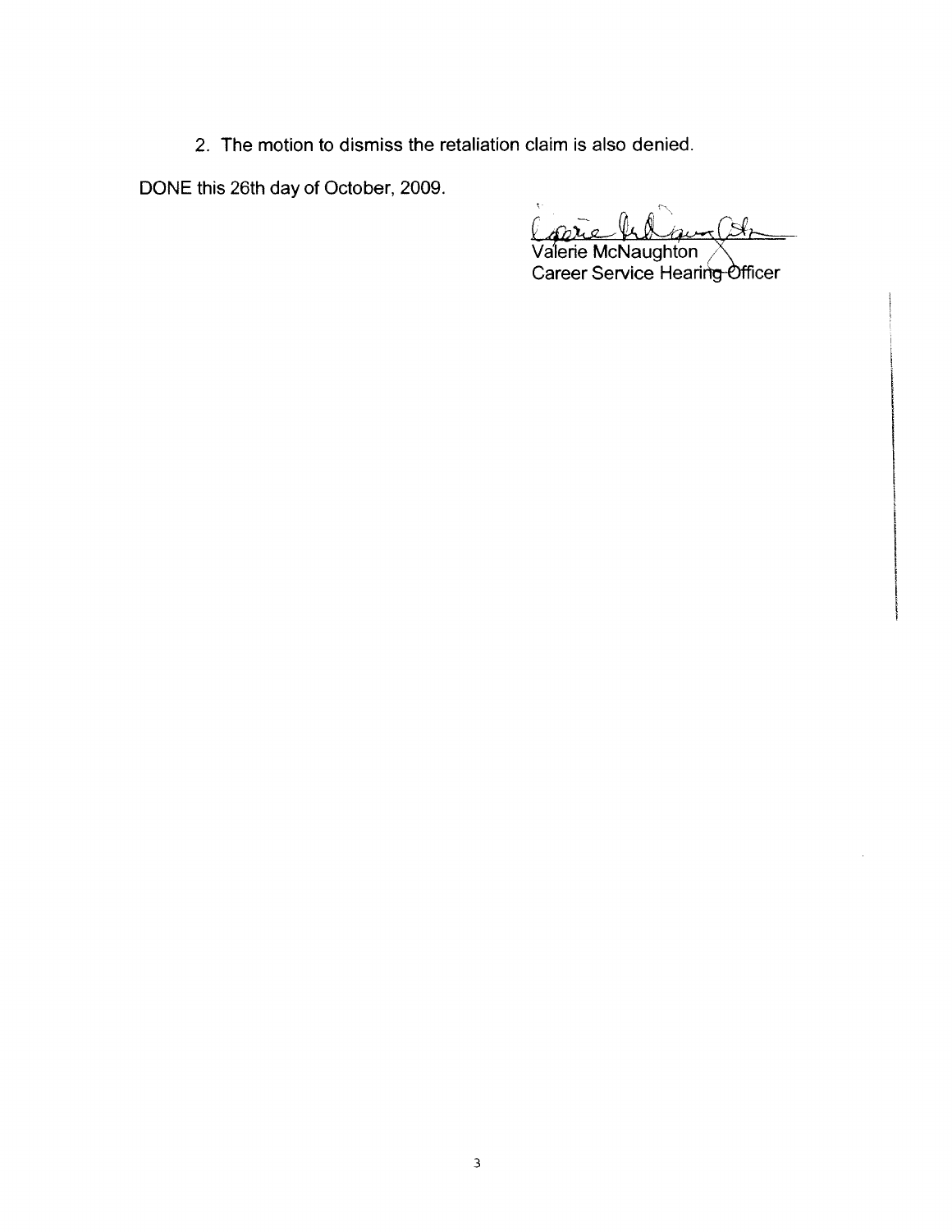2. The motion to dismiss the retaliation claim is also denied.

DONE this 26th day of October, 2009.

Valerie McNaughton
Career Service Hearing Officer